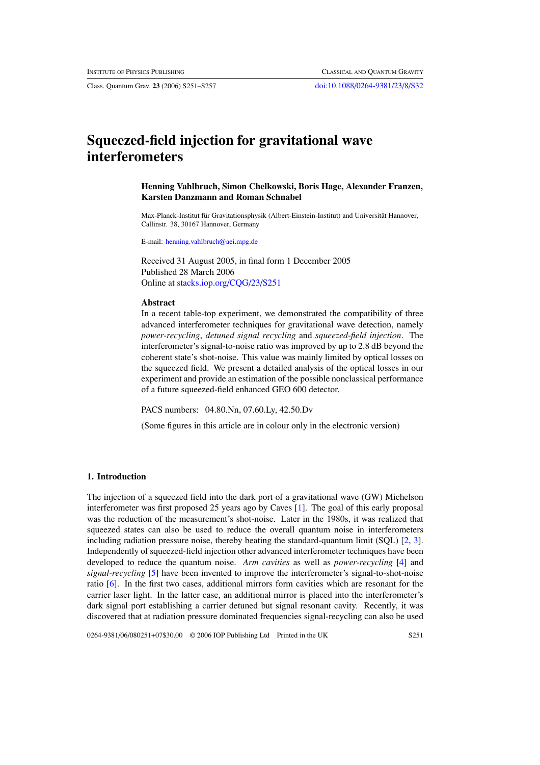# Squeezed-field injection for gravitational wave interferometers

**Henning Vahlbruch, Simon Chelkowski, Boris Hage, Alexander Franzen, Karsten Danzmann and Roman Schnabel**

Max-Planck-Institut für Gravitationsphysik (Albert-Einstein-Institut) and Universität Hannover, Callinstr. 38, 30167 Hannover, Germany

E-mail: henning.vahlbruch@aei.mpg.de

Received 31 August 2005, in final form 1 December 2005
Published 28 March 2006
Online at stacks.iop.org/CQG/23/S251

### Abstract

In a recent table-top experiment, we demonstrated the compatibility of three advanced interferometer techniques for gravitational wave detection, namely *power-recycling*, *detuned signal recycling* and *squeezed-field injection*. The interferometer's signal-to-noise ratio was improved by up to 2.8 dB beyond the coherent state's shot-noise. This value was mainly limited by optical losses on the squeezed field. We present a detailed analysis of the optical losses in our experiment and provide an estimation of the possible nonclassical performance of a future squeezed-field enhanced GEO 600 detector.

PACS numbers: 04.80.Nn, 07.60.Ly, 42.50.Dv

(Some figures in this article are in colour only in the electronic version)

## 1. Introduction

The injection of a squeezed field into the dark port of a gravitational wave (GW) Michelson interferometer was first proposed 25 years ago by Caves [1]. The goal of this early proposal was the reduction of the measurement's shot-noise. Later in the 1980s, it was realized that squeezed states can also be used to reduce the overall quantum noise in interferometers including radiation pressure noise, thereby beating the standard-quantum limit (SQL) [2, 3]. Independently of squeezed-field injection other advanced interferometer techniques have been developed to reduce the quantum noise. *Arm cavities* as well as *power-recycling* [4] and *signal-recycling* [5] have been invented to improve the interferometer's signal-to-shot-noise ratio [6]. In the first two cases, additional mirrors form cavities which are resonant for the carrier laser light. In the latter case, an additional mirror is placed into the interferometer's dark signal port establishing a carrier detuned but signal resonant cavity. Recently, it was discovered that at radiation pressure dominated frequencies signal-recycling can also be used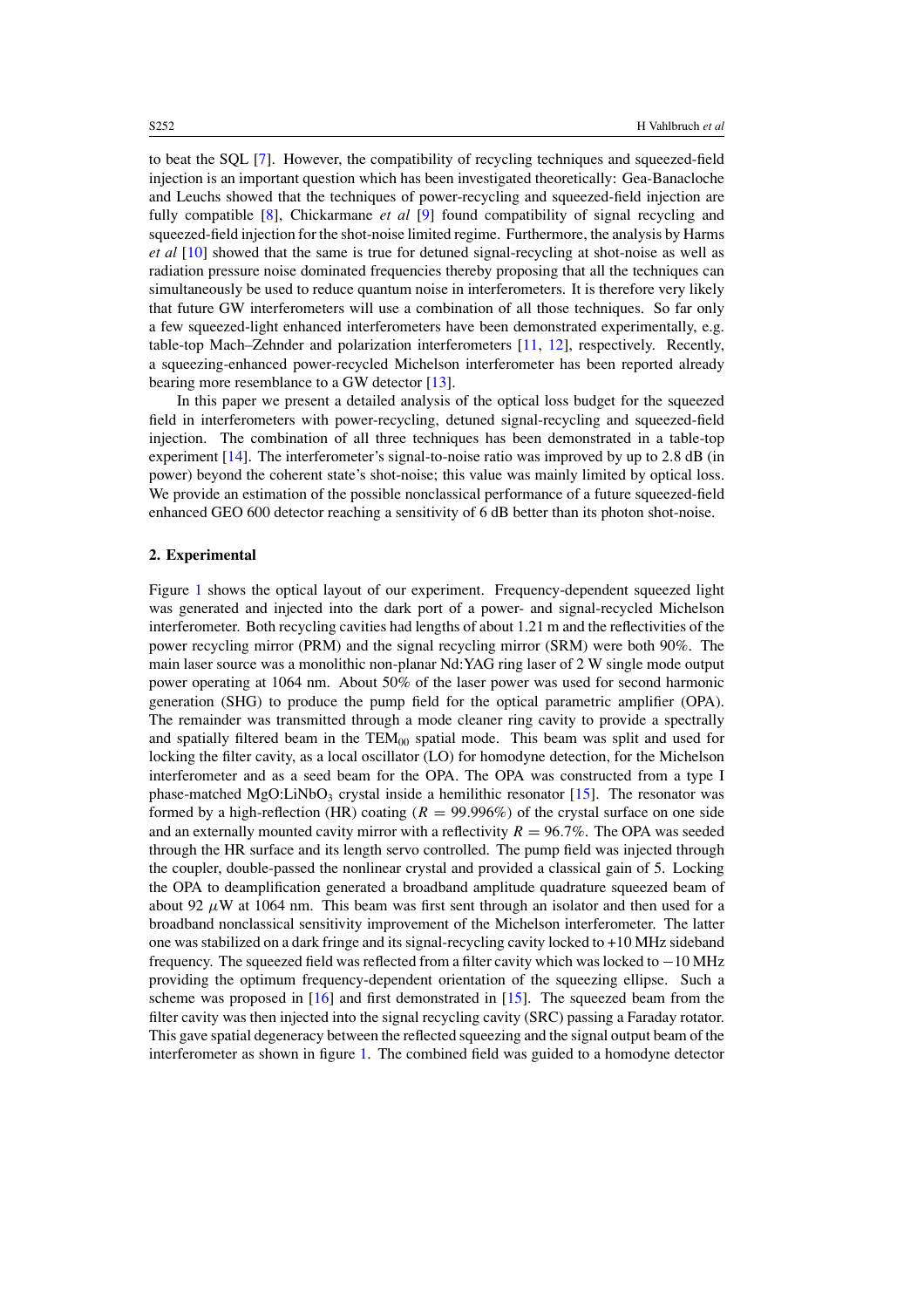to beat the SQL [7]. However, the compatibility of recycling techniques and squeezed-field injection is an important question which has been investigated theoretically: Gea-Banacloche and Leuchs showed that the techniques of power-recycling and squeezed-field injection are fully compatible [8], Chickarmane *et al* [9] found compatibility of signal recycling and squeezed-field injection for the shot-noise limited regime. Furthermore, the analysis by Harms *et al* [10] showed that the same is true for detuned signal-recycling at shot-noise as well as radiation pressure noise dominated frequencies thereby proposing that all the techniques can simultaneously be used to reduce quantum noise in interferometers. It is therefore very likely that future GW interferometers will use a combination of all those techniques. So far only a few squeezed-light enhanced interferometers have been demonstrated experimentally, e.g. table-top Mach–Zehnder and polarization interferometers [11, 12], respectively. Recently, a squeezing-enhanced power-recycled Michelson interferometer has been reported already bearing more resemblance to a GW detector [13].

In this paper we present a detailed analysis of the optical loss budget for the squeezed field in interferometers with power-recycling, detuned signal-recycling and squeezed-field injection. The combination of all three techniques has been demonstrated in a table-top experiment [14]. The interferometer's signal-to-noise ratio was improved by up to 2.8 dB (in power) beyond the coherent state's shot-noise; this value was mainly limited by optical loss. We provide an estimation of the possible nonclassical performance of a future squeezed-field enhanced GEO 600 detector reaching a sensitivity of 6 dB better than its photon shot-noise.

## 2. Experimental

Figure 1 shows the optical layout of our experiment. Frequency-dependent squeezed light was generated and injected into the dark port of a power- and signal-recycled Michelson interferometer. Both recycling cavities had lengths of about 1.21 m and the reflectivities of the power recycling mirror (PRM) and the signal recycling mirror (SRM) were both 90%. The main laser source was a monolithic non-planar Nd:YAG ring laser of 2 W single mode output power operating at 1064 nm. About 50% of the laser power was used for second harmonic generation (SHG) to produce the pump field for the optical parametric amplifier (OPA). The remainder was transmitted through a mode cleaner ring cavity to provide a spectrally and spatially filtered beam in the $TEM_{00}$ spatial mode. This beam was split and used for locking the filter cavity, as a local oscillator (LO) for homodyne detection, for the Michelson interferometer and as a seed beam for the OPA. The OPA was constructed from a type I phase-matched $MgO{:}LiNbO_3$ crystal inside a hemilithic resonator [15]. The resonator was formed by a high-reflection (HR) coating ($R = 99.996\%$) of the crystal surface on one side and an externally mounted cavity mirror with a reflectivity $R = 96.7\%$. The OPA was seeded through the HR surface and its length servo controlled. The pump field was injected through the coupler, double-passed the nonlinear crystal and provided a classical gain of 5. Locking the OPA to deamplification generated a broadband amplitude quadrature squeezed beam of about 92 $\mu$W at 1064 nm. This beam was first sent through an isolator and then used for a broadband nonclassical sensitivity improvement of the Michelson interferometer. The latter one was stabilized on a dark fringe and its signal-recycling cavity locked to +10 MHz sideband frequency. The squeezed field was reflected from a filter cavity which was locked to −10 MHz providing the optimum frequency-dependent orientation of the squeezing ellipse. Such a scheme was proposed in [16] and first demonstrated in [15]. The squeezed beam from the filter cavity was then injected into the signal recycling cavity (SRC) passing a Faraday rotator. This gave spatial degeneracy between the reflected squeezing and the signal output beam of the interferometer as shown in figure 1. The combined field was guided to a homodyne detector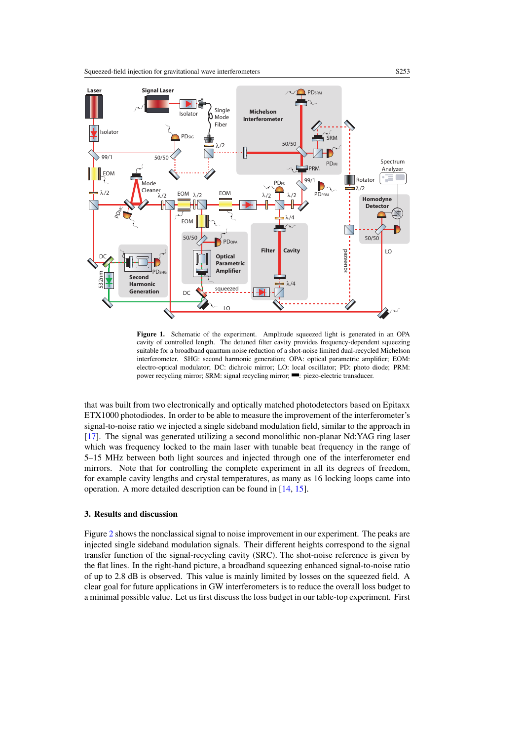**Figure 1.** Schematic of the experiment. Amplitude squeezed light is generated in an OPA cavity of controlled length. The detuned filter cavity provides frequency-dependent squeezing suitable for a broadband quantum noise reduction of a shot-noise limited dual-recycled Michelson interferometer. SHG: second harmonic generation; OPA: optical parametric amplifier; EOM: electro-optical modulator; DC: dichroic mirror; LO: local oscillator; PD: photo diode; PRM: power recycling mirror; SRM: signal recycling mirror; ▬: piezo-electric transducer.

that was built from two electronically and optically matched photodetectors based on Epitaxx ETX1000 photodiodes. In order to be able to measure the improvement of the interferometer's signal-to-noise ratio we injected a single sideband modulation field, similar to the approach in [17]. The signal was generated utilizing a second monolithic non-planar Nd:YAG ring laser which was frequency locked to the main laser with tunable beat frequency in the range of 5–15 MHz between both light sources and injected through one of the interferometer end mirrors. Note that for controlling the complete experiment in all its degrees of freedom, for example cavity lengths and crystal temperatures, as many as 16 locking loops came into operation. A more detailed description can be found in [14, 15].

## 3. Results and discussion

Figure 2 shows the nonclassical signal to noise improvement in our experiment. The peaks are injected single sideband modulation signals. Their different heights correspond to the signal transfer function of the signal-recycling cavity (SRC). The shot-noise reference is given by the flat lines. In the right-hand picture, a broadband squeezing enhanced signal-to-noise ratio of up to 2.8 dB is observed. This value is mainly limited by losses on the squeezed field. A clear goal for future applications in GW interferometers is to reduce the overall loss budget to a minimal possible value. Let us first discuss the loss budget in our table-top experiment. First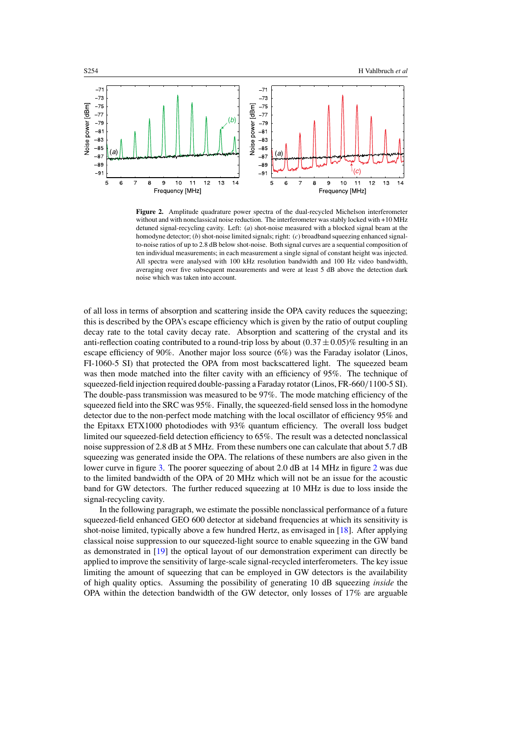**Figure 2.** Amplitude quadrature power spectra of the dual-recycled Michelson interferometer without and with nonclassical noise reduction. The interferometer was stably locked with +10 MHz detuned signal-recycling cavity. Left: (*a*) shot-noise measured with a blocked signal beam at the homodyne detector; (*b*) shot-noise limited signals; right: (*c*) broadband squeezing enhanced signal-to-noise ratios of up to 2.8 dB below shot-noise. Both signal curves are a sequential composition of ten individual measurements; in each measurement a single signal of constant height was injected. All spectra were analysed with 100 kHz resolution bandwidth and 100 Hz video bandwidth, averaging over five subsequent measurements and were at least 5 dB above the detection dark noise which was taken into account.

of all loss in terms of absorption and scattering inside the OPA cavity reduces the squeezing; this is described by the OPA's escape efficiency which is given by the ratio of output coupling decay rate to the total cavity decay rate. Absorption and scattering of the crystal and its anti-reflection coating contributed to a round-trip loss by about $(0.37 \pm 0.05)\%$ resulting in an escape efficiency of 90%. Another major loss source (6%) was the Faraday isolator (Linos, FI-1060-5 SI) that protected the OPA from most backscattered light. The squeezed beam was then mode matched into the filter cavity with an efficiency of 95%. The technique of squeezed-field injection required double-passing a Faraday rotator (Linos, FR-660/1100-5 SI). The double-pass transmission was measured to be 97%. The mode matching efficiency of the squeezed field into the SRC was 95%. Finally, the squeezed-field sensed loss in the homodyne detector due to the non-perfect mode matching with the local oscillator of efficiency 95% and the Epitaxx ETX1000 photodiodes with 93% quantum efficiency. The overall loss budget limited our squeezed-field detection efficiency to 65%. The result was a detected nonclassical noise suppression of 2.8 dB at 5 MHz. From these numbers one can calculate that about 5.7 dB squeezing was generated inside the OPA. The relations of these numbers are also given in the lower curve in figure 3. The poorer squeezing of about 2.0 dB at 14 MHz in figure 2 was due to the limited bandwidth of the OPA of 20 MHz which will not be an issue for the acoustic band for GW detectors. The further reduced squeezing at 10 MHz is due to loss inside the signal-recycling cavity.

In the following paragraph, we estimate the possible nonclassical performance of a future squeezed-field enhanced GEO 600 detector at sideband frequencies at which its sensitivity is shot-noise limited, typically above a few hundred Hertz, as envisaged in [18]. After applying classical noise suppression to our squeezed-light source to enable squeezing in the GW band as demonstrated in [19] the optical layout of our demonstration experiment can directly be applied to improve the sensitivity of large-scale signal-recycled interferometers. The key issue limiting the amount of squeezing that can be employed in GW detectors is the availability of high quality optics. Assuming the possibility of generating 10 dB squeezing *inside* the OPA within the detection bandwidth of the GW detector, only losses of 17% are arguable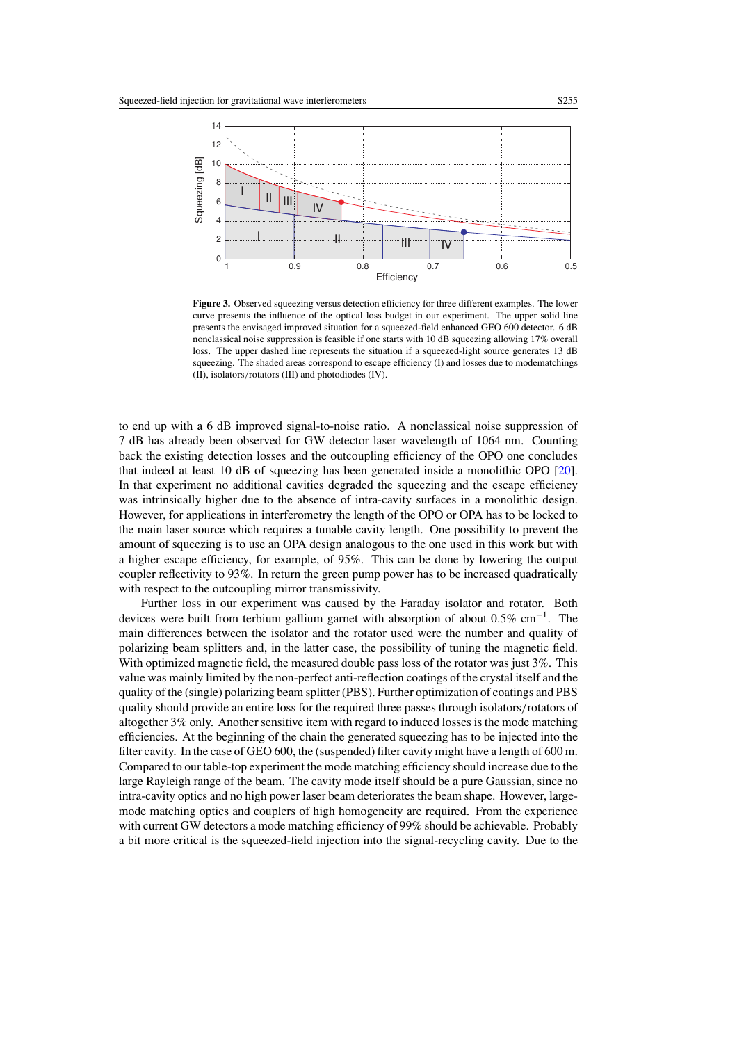**Figure 3.** Observed squeezing versus detection efficiency for three different examples. The lower curve presents the influence of the optical loss budget in our experiment. The upper solid line presents the envisaged improved situation for a squeezed-field enhanced GEO 600 detector. 6 dB nonclassical noise suppression is feasible if one starts with 10 dB squeezing allowing 17% overall loss. The upper dashed line represents the situation if a squeezed-light source generates 13 dB squeezing. The shaded areas correspond to escape efficiency (I) and losses due to modematchings (II), isolators/rotators (III) and photodiodes (IV).

to end up with a 6 dB improved signal-to-noise ratio. A nonclassical noise suppression of 7 dB has already been observed for GW detector laser wavelength of 1064 nm. Counting back the existing detection losses and the outcoupling efficiency of the OPO one concludes that indeed at least 10 dB of squeezing has been generated inside a monolithic OPO [20]. In that experiment no additional cavities degraded the squeezing and the escape efficiency was intrinsically higher due to the absence of intra-cavity surfaces in a monolithic design. However, for applications in interferometry the length of the OPO or OPA has to be locked to the main laser source which requires a tunable cavity length. One possibility to prevent the amount of squeezing is to use an OPA design analogous to the one used in this work but with a higher escape efficiency, for example, of 95%. This can be done by lowering the output coupler reflectivity to 93%. In return the green pump power has to be increased quadratically with respect to the outcoupling mirror transmissivity.

Further loss in our experiment was caused by the Faraday isolator and rotator. Both devices were built from terbium gallium garnet with absorption of about 0.5% $cm^{-1}$. The main differences between the isolator and the rotator used were the number and quality of polarizing beam splitters and, in the latter case, the possibility of tuning the magnetic field. With optimized magnetic field, the measured double pass loss of the rotator was just 3%. This value was mainly limited by the non-perfect anti-reflection coatings of the crystal itself and the quality of the (single) polarizing beam splitter (PBS). Further optimization of coatings and PBS quality should provide an entire loss for the required three passes through isolators/rotators of altogether 3% only. Another sensitive item with regard to induced losses is the mode matching efficiencies. At the beginning of the chain the generated squeezing has to be injected into the filter cavity. In the case of GEO 600, the (suspended) filter cavity might have a length of 600 m. Compared to our table-top experiment the mode matching efficiency should increase due to the large Rayleigh range of the beam. The cavity mode itself should be a pure Gaussian, since no intra-cavity optics and no high power laser beam deteriorates the beam shape. However, large-mode matching optics and couplers of high homogeneity are required. From the experience with current GW detectors a mode matching efficiency of 99% should be achievable. Probably a bit more critical is the squeezed-field injection into the signal-recycling cavity. Due to the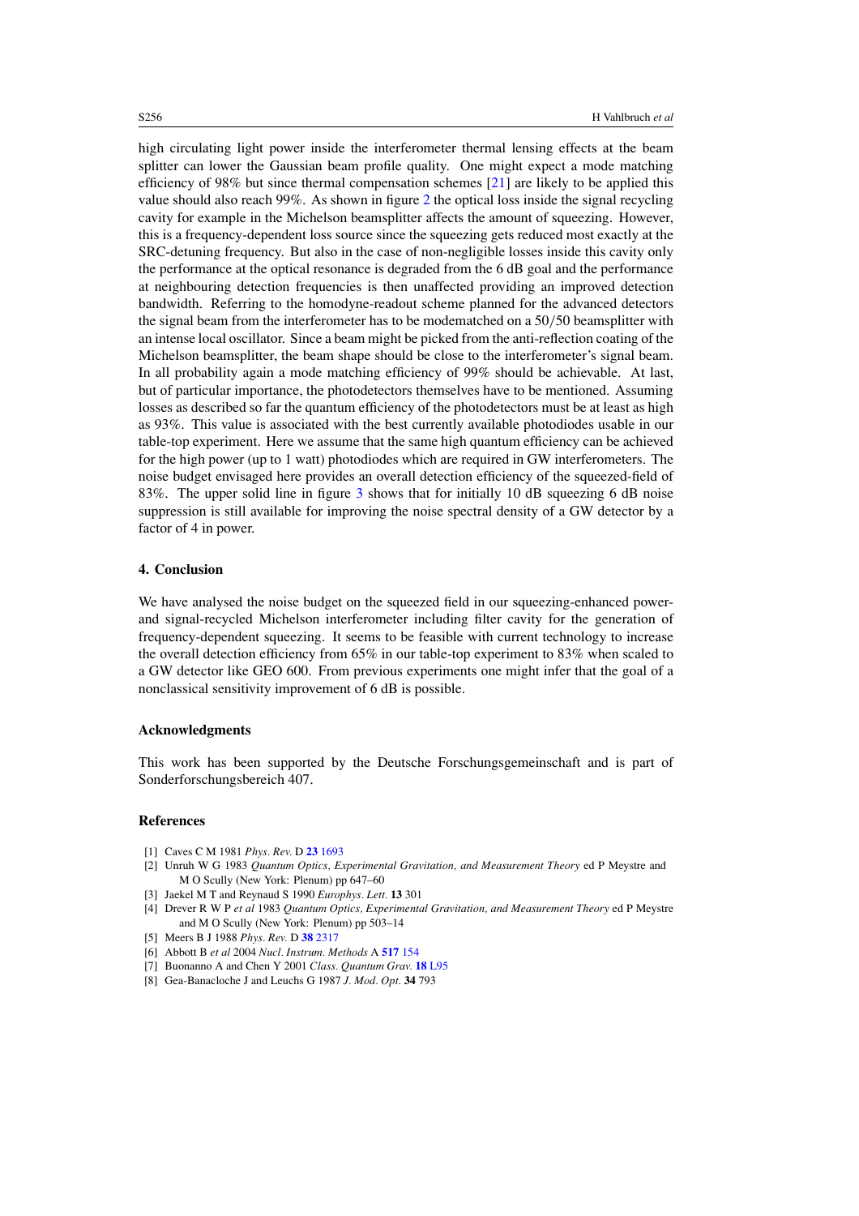high circulating light power inside the interferometer thermal lensing effects at the beam splitter can lower the Gaussian beam profile quality. One might expect a mode matching efficiency of 98% but since thermal compensation schemes [21] are likely to be applied this value should also reach 99%. As shown in figure 2 the optical loss inside the signal recycling cavity for example in the Michelson beamsplitter affects the amount of squeezing. However, this is a frequency-dependent loss source since the squeezing gets reduced most exactly at the SRC-detuning frequency. But also in the case of non-negligible losses inside this cavity only the performance at the optical resonance is degraded from the 6 dB goal and the performance at neighbouring detection frequencies is then unaffected providing an improved detection bandwidth. Referring to the homodyne-readout scheme planned for the advanced detectors the signal beam from the interferometer has to be modematched on a 50/50 beamsplitter with an intense local oscillator. Since a beam might be picked from the anti-reflection coating of the Michelson beamsplitter, the beam shape should be close to the interferometer's signal beam. In all probability again a mode matching efficiency of 99% should be achievable. At last, but of particular importance, the photodetectors themselves have to be mentioned. Assuming losses as described so far the quantum efficiency of the photodetectors must be at least as high as 93%. This value is associated with the best currently available photodiodes usable in our table-top experiment. Here we assume that the same high quantum efficiency can be achieved for the high power (up to 1 watt) photodiodes which are required in GW interferometers. The noise budget envisaged here provides an overall detection efficiency of the squeezed-field of 83%. The upper solid line in figure 3 shows that for initially 10 dB squeezing 6 dB noise suppression is still available for improving the noise spectral density of a GW detector by a factor of 4 in power.

## 4. Conclusion

We have analysed the noise budget on the squeezed field in our squeezing-enhanced power- and signal-recycled Michelson interferometer including filter cavity for the generation of frequency-dependent squeezing. It seems to be feasible with current technology to increase the overall detection efficiency from 65% in our table-top experiment to 83% when scaled to a GW detector like GEO 600. From previous experiments one might infer that the goal of a nonclassical sensitivity improvement of 6 dB is possible.

## Acknowledgments

This work has been supported by the Deutsche Forschungsgemeinschaft and is part of Sonderforschungsbereich 407.

## References

[1] Caves C M 1981 *Phys. Rev.* D **23** 1693

[2] Unruh W G 1983 *Quantum Optics, Experimental Gravitation, and Measurement Theory* ed P Meystre and M O Scully (New York: Plenum) pp 647–60

[3] Jaekel M T and Reynaud S 1990 *Europhys. Lett.* **13** 301

[4] Drever R W P *et al* 1983 *Quantum Optics, Experimental Gravitation, and Measurement Theory* ed P Meystre and M O Scully (New York: Plenum) pp 503–14

[5] Meers B J 1988 *Phys. Rev.* D **38** 2317

[6] Abbott B *et al* 2004 *Nucl. Instrum. Methods* A **517** 154

[7] Buonanno A and Chen Y 2001 *Class. Quantum Grav.* **18** L95

[8] Gea-Banacloche J and Leuchs G 1987 *J. Mod. Opt.* **34** 793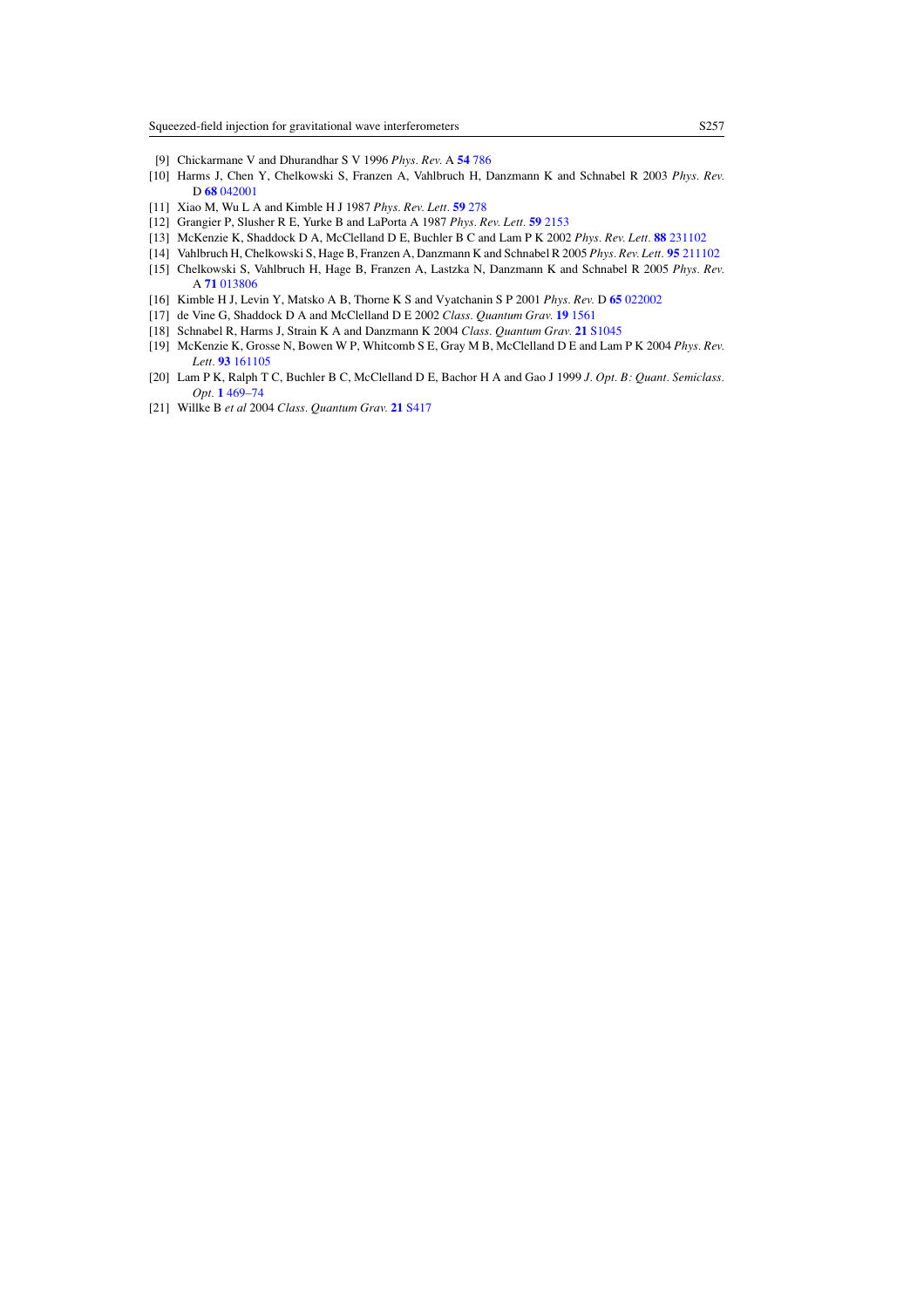[9] Chickarmane V and Dhurandhar S V 1996 *Phys. Rev.* A **54** 786

[10] Harms J, Chen Y, Chelkowski S, Franzen A, Vahlbruch H, Danzmann K and Schnabel R 2003 *Phys. Rev.* D **68** 042001

[11] Xiao M, Wu L A and Kimble H J 1987 *Phys. Rev. Lett.* **59** 278

[12] Grangier P, Slusher R E, Yurke B and LaPorta A 1987 *Phys. Rev. Lett.* **59** 2153

[13] McKenzie K, Shaddock D A, McClelland D E, Buchler B C and Lam P K 2002 *Phys. Rev. Lett.* **88** 231102

[14] Vahlbruch H, Chelkowski S, Hage B, Franzen A, Danzmann K and Schnabel R 2005 *Phys. Rev. Lett.* **95** 211102

[15] Chelkowski S, Vahlbruch H, Hage B, Franzen A, Lastzka N, Danzmann K and Schnabel R 2005 *Phys. Rev.* A **71** 013806

[16] Kimble H J, Levin Y, Matsko A B, Thorne K S and Vyatchanin S P 2001 *Phys. Rev.* D **65** 022002

[17] de Vine G, Shaddock D A and McClelland D E 2002 *Class. Quantum Grav.* **19** 1561

[18] Schnabel R, Harms J, Strain K A and Danzmann K 2004 *Class. Quantum Grav.* **21** S1045

[19] McKenzie K, Grosse N, Bowen W P, Whitcomb S E, Gray M B, McClelland D E and Lam P K 2004 *Phys. Rev. Lett.* **93** 161105

[20] Lam P K, Ralph T C, Buchler B C, McClelland D E, Bachor H A and Gao J 1999 *J. Opt. B: Quant. Semiclass. Opt.* **1** 469–74

[21] Willke B *et al* 2004 *Class. Quantum Grav.* **21** S417